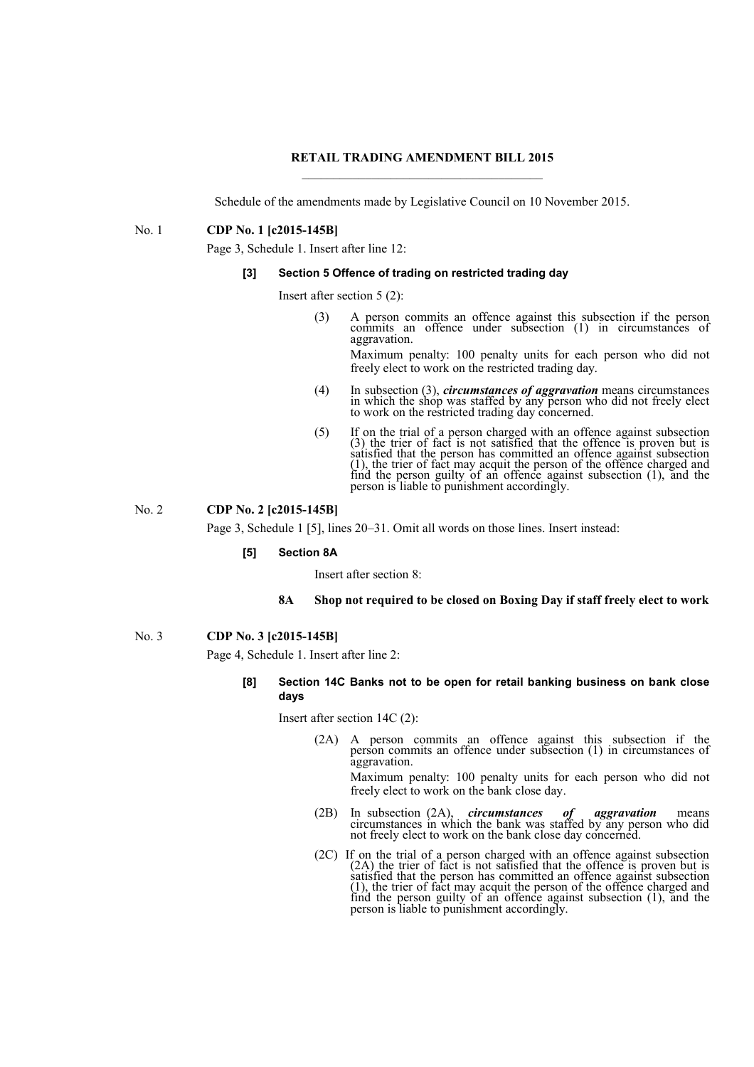# RETAIL TRADING AMENDMENT BILL 2015

Schedule of the amendments made by Legislative Council on 10 November 2015.

No. 1 **CDP No. 1 [c2015-145B]**

Page 3, Schedule 1. Insert after line 12:

**[3] Section 5 Offence of trading on restricted trading day**

Insert after section 5 (2):

(3) A person commits an offence against this subsection if the person commits an offence under subsection (1) in circumstances of aggravation.

Maximum penalty: 100 penalty units for each person who did not freely elect to work on the restricted trading day.

(4) In subsection (3), ***circumstances of aggravation*** means circumstances in which the shop was staffed by any person who did not freely elect to work on the restricted trading day concerned.

(5) If on the trial of a person charged with an offence against subsection (3) the trier of fact is not satisfied that the offence is proven but is satisfied that the person has committed an offence against subsection (1), the trier of fact may acquit the person of the offence charged and find the person guilty of an offence against subsection (1), and the person is liable to punishment accordingly.

No. 2 **CDP No. 2 [c2015-145B]**

Page 3, Schedule 1 [5], lines 20–31. Omit all words on those lines. Insert instead:

**[5] Section 8A**

Insert after section 8:

**8A Shop not required to be closed on Boxing Day if staff freely elect to work**

No. 3 **CDP No. 3 [c2015-145B]**

Page 4, Schedule 1. Insert after line 2:

**[8] Section 14C Banks not to be open for retail banking business on bank close days**

Insert after section 14C (2):

(2A) A person commits an offence against this subsection if the person commits an offence under subsection (1) in circumstances of aggravation.

Maximum penalty: 100 penalty units for each person who did not freely elect to work on the bank close day.

(2B) In subsection (2A), ***circumstances of aggravation*** means circumstances in which the bank was staffed by any person who did not freely elect to work on the bank close day concerned.

(2C) If on the trial of a person charged with an offence against subsection (2A) the trier of fact is not satisfied that the offence is proven but is satisfied that the person has committed an offence against subsection (1), the trier of fact may acquit the person of the offence charged and find the person guilty of an offence against subsection (1), and the person is liable to punishment accordingly.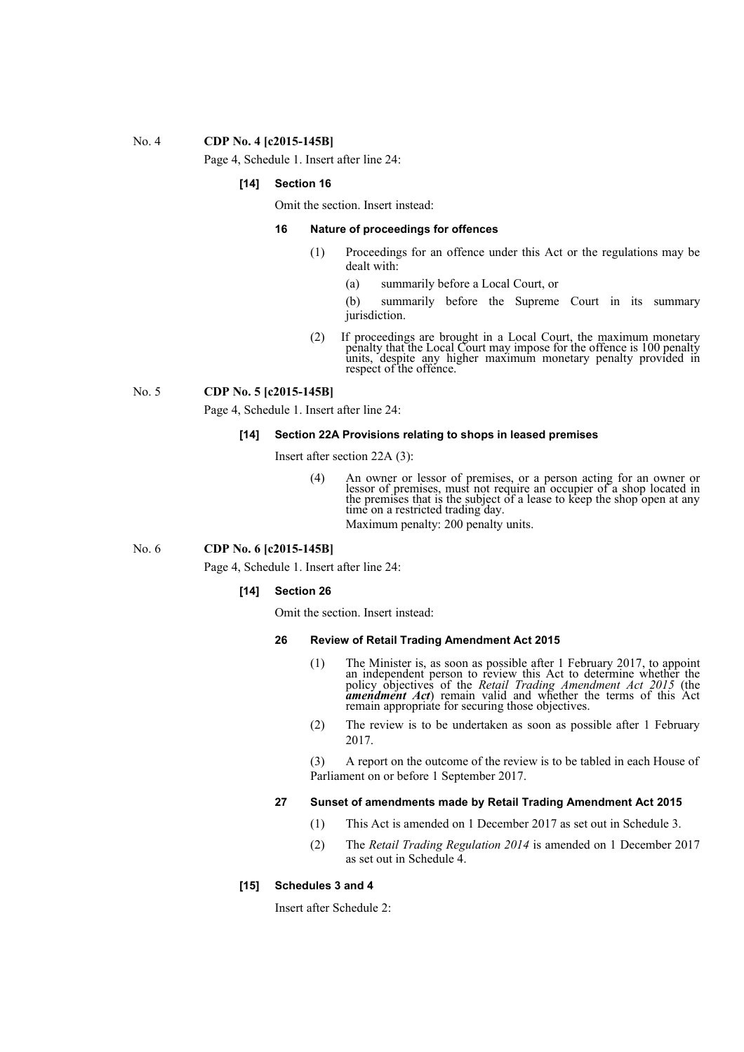No. 4 **CDP No. 4 [c2015-145B]**

Page 4, Schedule 1. Insert after line 24:

**[14] Section 16**

Omit the section. Insert instead:

**16 Nature of proceedings for offences**

(1) Proceedings for an offence under this Act or the regulations may be dealt with:

(a) summarily before a Local Court, or

(b) summarily before the Supreme Court in its summary jurisdiction.

(2) If proceedings are brought in a Local Court, the maximum monetary penalty that the Local Court may impose for the offence is 100 penalty units, despite any higher maximum monetary penalty provided in respect of the offence.

No. 5 **CDP No. 5 [c2015-145B]**

Page 4, Schedule 1. Insert after line 24:

**[14] Section 22A Provisions relating to shops in leased premises**

Insert after section 22A (3):

(4) An owner or lessor of premises, or a person acting for an owner or lessor of premises, must not require an occupier of a shop located in the premises that is the subject of a lease to keep the shop open at any time on a restricted trading day.

Maximum penalty: 200 penalty units.

No. 6 **CDP No. 6 [c2015-145B]**

Page 4, Schedule 1. Insert after line 24:

**[14] Section 26**

Omit the section. Insert instead:

**26 Review of Retail Trading Amendment Act 2015**

(1) The Minister is, as soon as possible after 1 February 2017, to appoint an independent person to review this Act to determine whether the policy objectives of the *Retail Trading Amendment Act 2015* (the ***amendment Act***) remain valid and whether the terms of this Act remain appropriate for securing those objectives.

(2) The review is to be undertaken as soon as possible after 1 February 2017.

(3) A report on the outcome of the review is to be tabled in each House of Parliament on or before 1 September 2017.

**27 Sunset of amendments made by Retail Trading Amendment Act 2015**

(1) This Act is amended on 1 December 2017 as set out in Schedule 3.

(2) The *Retail Trading Regulation 2014* is amended on 1 December 2017 as set out in Schedule 4.

**[15] Schedules 3 and 4**

Insert after Schedule 2: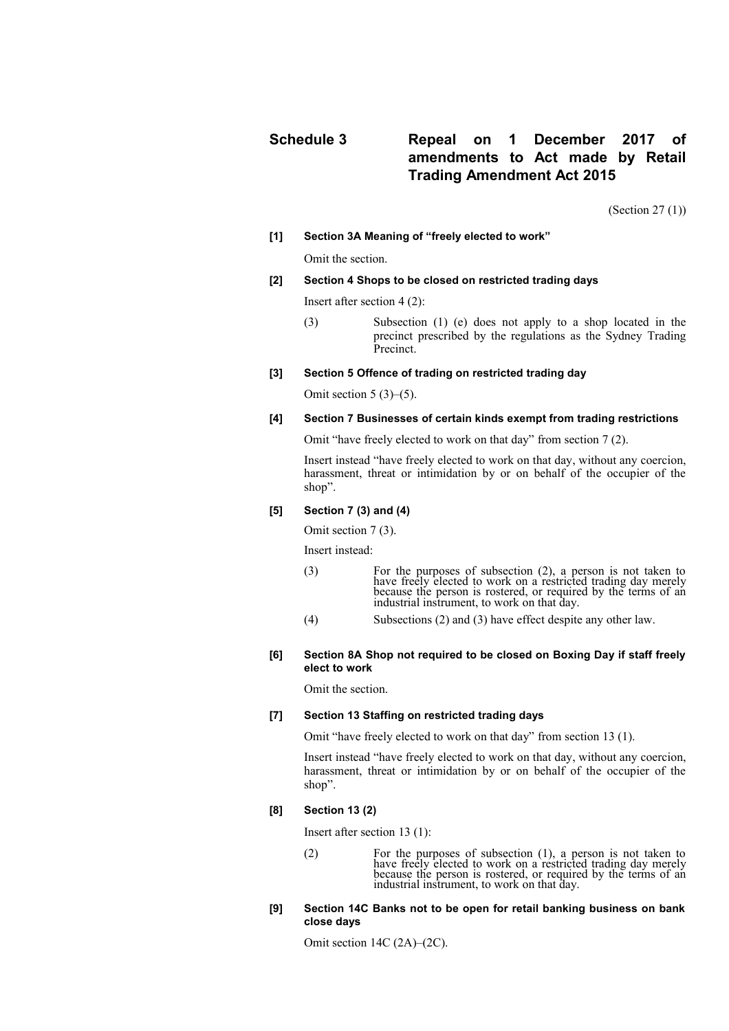# Schedule 3 Repeal on 1 December 2017 of amendments to Act made by Retail Trading Amendment Act 2015

(Section 27 (1))

### [1] Section 3A Meaning of "freely elected to work"

Omit the section.

### [2] Section 4 Shops to be closed on restricted trading days

Insert after section 4 (2):

(3) Subsection (1) (e) does not apply to a shop located in the precinct prescribed by the regulations as the Sydney Trading Precinct.

### [3] Section 5 Offence of trading on restricted trading day

Omit section 5 (3)–(5).

### [4] Section 7 Businesses of certain kinds exempt from trading restrictions

Omit "have freely elected to work on that day" from section 7 (2).

Insert instead "have freely elected to work on that day, without any coercion, harassment, threat or intimidation by or on behalf of the occupier of the shop".

### [5] Section 7 (3) and (4)

Omit section 7 (3).

Insert instead:

(3) For the purposes of subsection (2), a person is not taken to have freely elected to work on a restricted trading day merely because the person is rostered, or required by the terms of an industrial instrument, to work on that day.

(4) Subsections (2) and (3) have effect despite any other law.

### [6] Section 8A Shop not required to be closed on Boxing Day if staff freely elect to work

Omit the section.

### [7] Section 13 Staffing on restricted trading days

Omit "have freely elected to work on that day" from section 13 (1).

Insert instead "have freely elected to work on that day, without any coercion, harassment, threat or intimidation by or on behalf of the occupier of the shop".

### [8] Section 13 (2)

Insert after section 13 (1):

(2) For the purposes of subsection (1), a person is not taken to have freely elected to work on a restricted trading day merely because the person is rostered, or required by the terms of an industrial instrument, to work on that day.

### [9] Section 14C Banks not to be open for retail banking business on bank close days

Omit section 14C (2A)–(2C).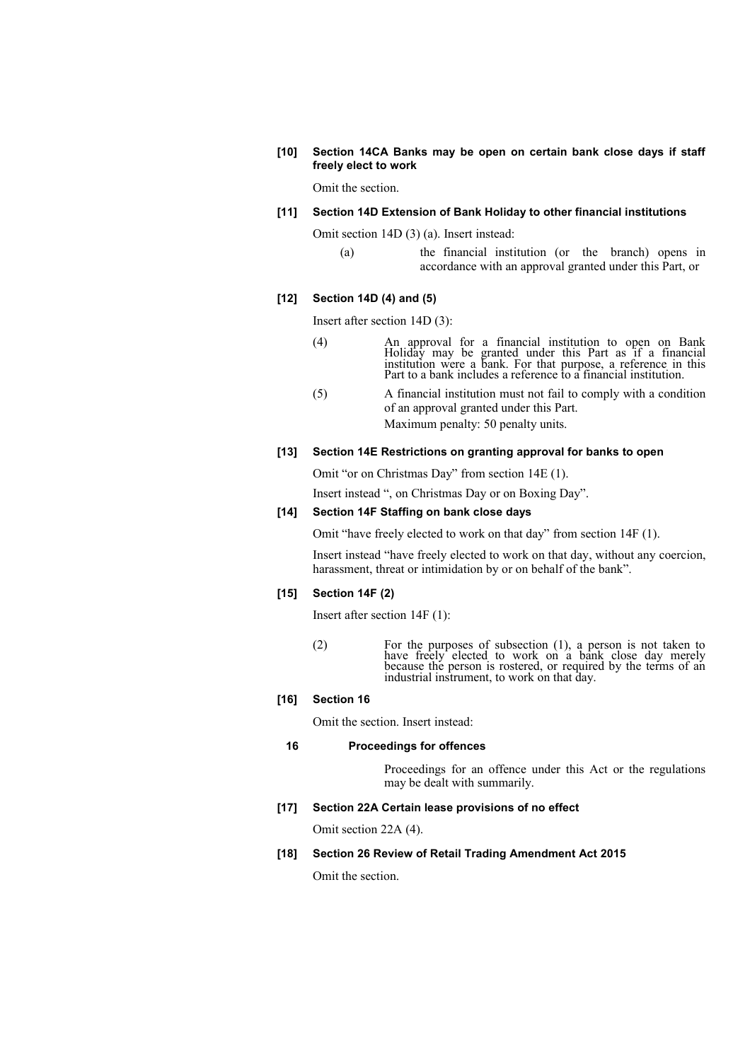**[10] Section 14CA Banks may be open on certain bank close days if staff freely elect to work**

Omit the section.

**[11] Section 14D Extension of Bank Holiday to other financial institutions**

Omit section 14D (3) (a). Insert instead:

(a) the financial institution (or the branch) opens in accordance with an approval granted under this Part, or

**[12] Section 14D (4) and (5)**

Insert after section 14D (3):

(4) An approval for a financial institution to open on Bank Holiday may be granted under this Part as if a financial institution were a bank. For that purpose, a reference in this Part to a bank includes a reference to a financial institution.

(5) A financial institution must not fail to comply with a condition of an approval granted under this Part.

Maximum penalty: 50 penalty units.

**[13] Section 14E Restrictions on granting approval for banks to open**

Omit "or on Christmas Day" from section 14E (1).

Insert instead ", on Christmas Day or on Boxing Day".

**[14] Section 14F Staffing on bank close days**

Omit "have freely elected to work on that day" from section 14F (1).

Insert instead "have freely elected to work on that day, without any coercion, harassment, threat or intimidation by or on behalf of the bank".

**[15] Section 14F (2)**

Insert after section 14F (1):

(2) For the purposes of subsection (1), a person is not taken to have freely elected to work on a bank close day merely because the person is rostered, or required by the terms of an industrial instrument, to work on that day.

**[16] Section 16**

Omit the section. Insert instead:

**16 Proceedings for offences**

Proceedings for an offence under this Act or the regulations may be dealt with summarily.

**[17] Section 22A Certain lease provisions of no effect**

Omit section 22A (4).

**[18] Section 26 Review of Retail Trading Amendment Act 2015**

Omit the section.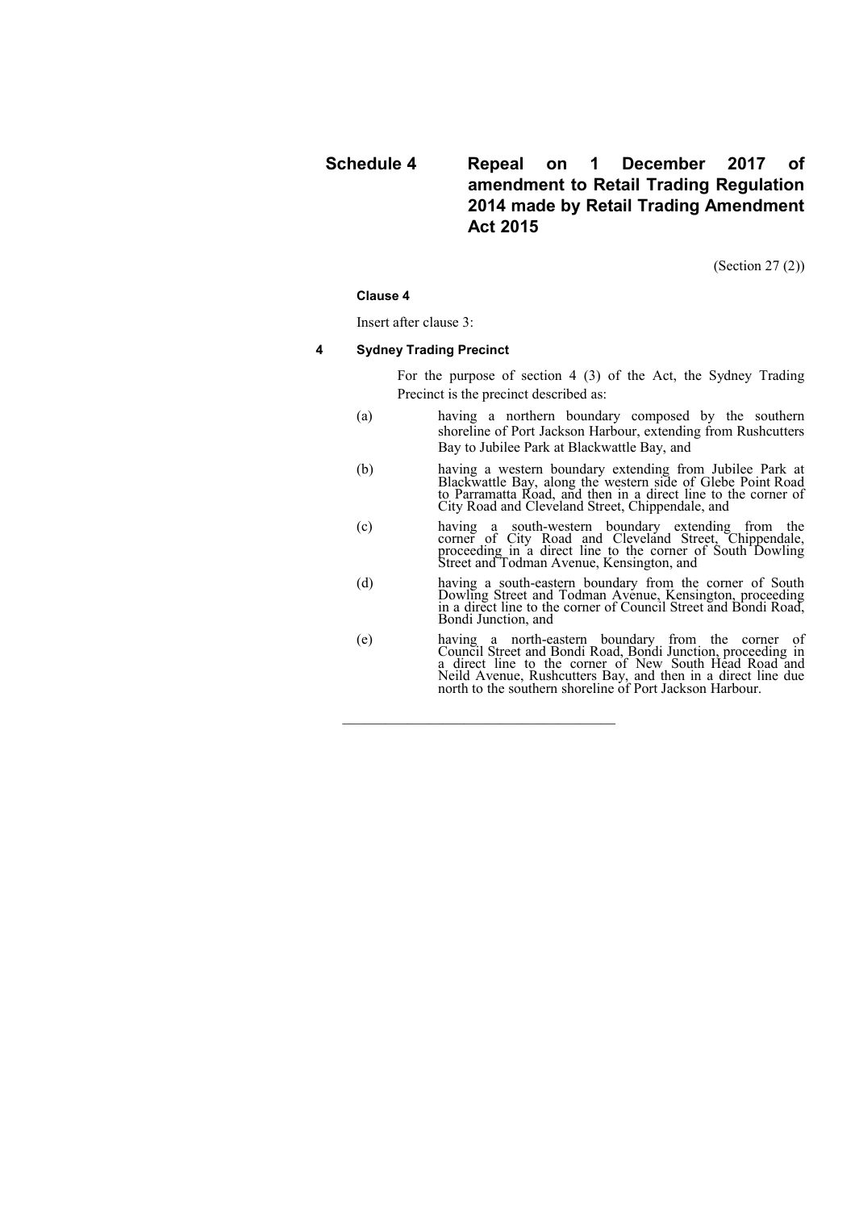## Schedule 4 Repeal on 1 December 2017 of amendment to Retail Trading Regulation 2014 made by Retail Trading Amendment Act 2015

(Section 27 (2))

**Clause 4**

Insert after clause 3:

**4 Sydney Trading Precinct**

For the purpose of section 4 (3) of the Act, the Sydney Trading Precinct is the precinct described as:

(a) having a northern boundary composed by the southern shoreline of Port Jackson Harbour, extending from Rushcutters Bay to Jubilee Park at Blackwattle Bay, and

(b) having a western boundary extending from Jubilee Park at Blackwattle Bay, along the western side of Glebe Point Road to Parramatta Road, and then in a direct line to the corner of City Road and Cleveland Street, Chippendale, and

(c) having a south-western boundary extending from the corner of City Road and Cleveland Street, Chippendale, proceeding in a direct line to the corner of South Dowling Street and Todman Avenue, Kensington, and

(d) having a south-eastern boundary from the corner of South Dowling Street and Todman Avenue, Kensington, proceeding in a direct line to the corner of Council Street and Bondi Road, Bondi Junction, and

(e) having a north-eastern boundary from the corner of Council Street and Bondi Road, Bondi Junction, proceeding in a direct line to the corner of New South Head Road and Neild Avenue, Rushcutters Bay, and then in a direct line due north to the southern shoreline of Port Jackson Harbour.